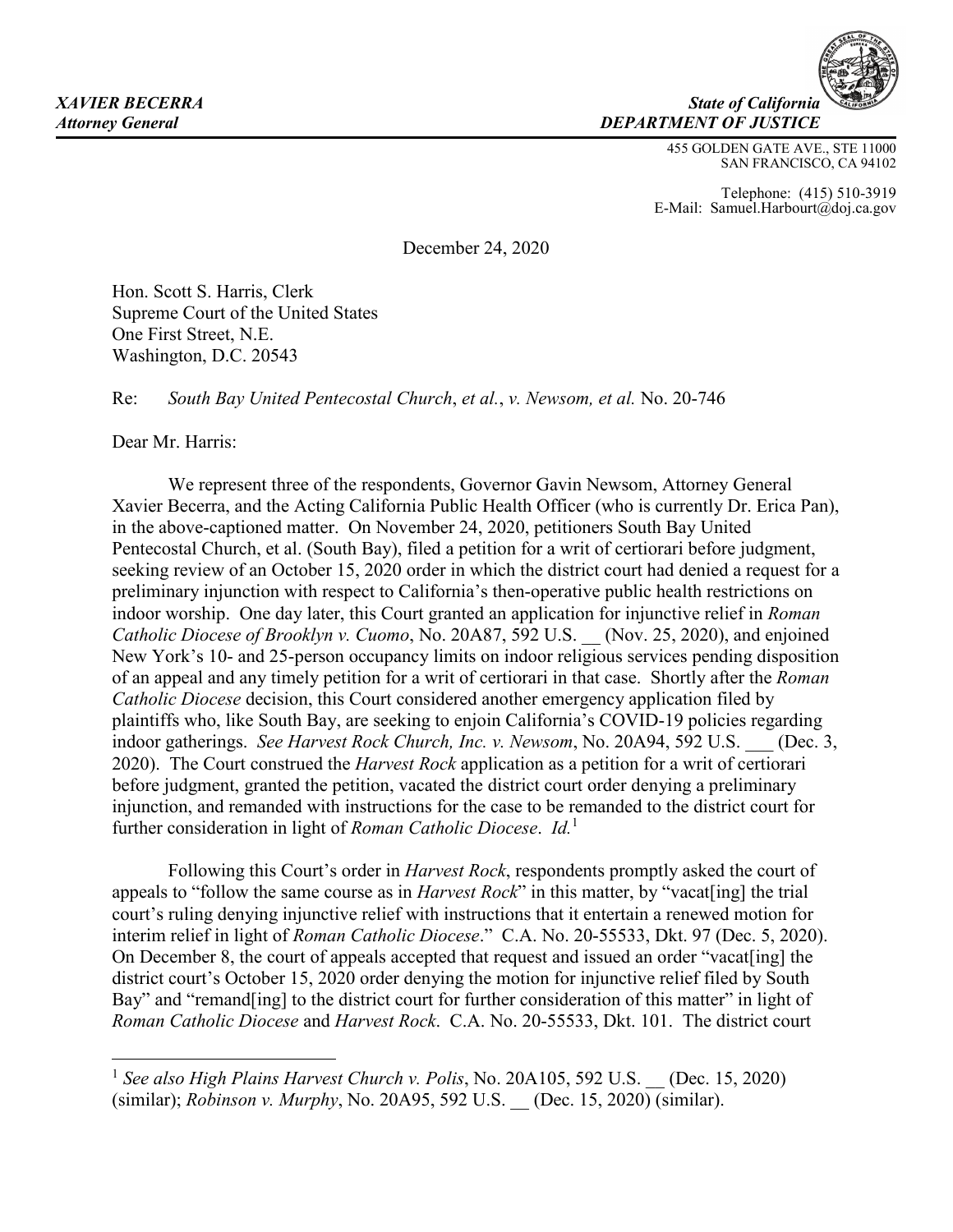*XAVIER BECERRA*
*Attorney General*

*State of California*
*DEPARTMENT OF JUSTICE*

455 GOLDEN GATE AVE., STE 11000
SAN FRANCISCO, CA 94102

Telephone: (415) 510-3919
E-Mail: Samuel.Harbourt@doj.ca.gov

December 24, 2020

Hon. Scott S. Harris, Clerk
Supreme Court of the United States
One First Street, N.E.
Washington, D.C. 20543

Re: *South Bay United Pentecostal Church*, *et al.*, *v. Newsom, et al.* No. 20-746

Dear Mr. Harris:

We represent three of the respondents, Governor Gavin Newsom, Attorney General Xavier Becerra, and the Acting California Public Health Officer (who is currently Dr. Erica Pan), in the above-captioned matter. On November 24, 2020, petitioners South Bay United Pentecostal Church, et al. (South Bay), filed a petition for a writ of certiorari before judgment, seeking review of an October 15, 2020 order in which the district court had denied a request for a preliminary injunction with respect to California's then-operative public health restrictions on indoor worship. One day later, this Court granted an application for injunctive relief in *Roman Catholic Diocese of Brooklyn v. Cuomo*, No. 20A87, 592 U.S. __ (Nov. 25, 2020), and enjoined New York's 10- and 25-person occupancy limits on indoor religious services pending disposition of an appeal and any timely petition for a writ of certiorari in that case. Shortly after the *Roman Catholic Diocese* decision, this Court considered another emergency application filed by plaintiffs who, like South Bay, are seeking to enjoin California's COVID-19 policies regarding indoor gatherings. *See Harvest Rock Church, Inc. v. Newsom*, No. 20A94, 592 U.S. ___ (Dec. 3, 2020). The Court construed the *Harvest Rock* application as a petition for a writ of certiorari before judgment, granted the petition, vacated the district court order denying a preliminary injunction, and remanded with instructions for the case to be remanded to the district court for further consideration in light of *Roman Catholic Diocese*. *Id.*[1]

Following this Court's order in *Harvest Rock*, respondents promptly asked the court of appeals to "follow the same course as in *Harvest Rock*" in this matter, by "vacat[ing] the trial court's ruling denying injunctive relief with instructions that it entertain a renewed motion for interim relief in light of *Roman Catholic Diocese*." C.A. No. 20-55533, Dkt. 97 (Dec. 5, 2020). On December 8, the court of appeals accepted that request and issued an order "vacat[ing] the district court's October 15, 2020 order denying the motion for injunctive relief filed by South Bay" and "remand[ing] to the district court for further consideration of this matter" in light of *Roman Catholic Diocese* and *Harvest Rock*. C.A. No. 20-55533, Dkt. 101. The district court

[1] *See also High Plains Harvest Church v. Polis*, No. 20A105, 592 U.S. __ (Dec. 15, 2020) (similar); *Robinson v. Murphy*, No. 20A95, 592 U.S. __ (Dec. 15, 2020) (similar).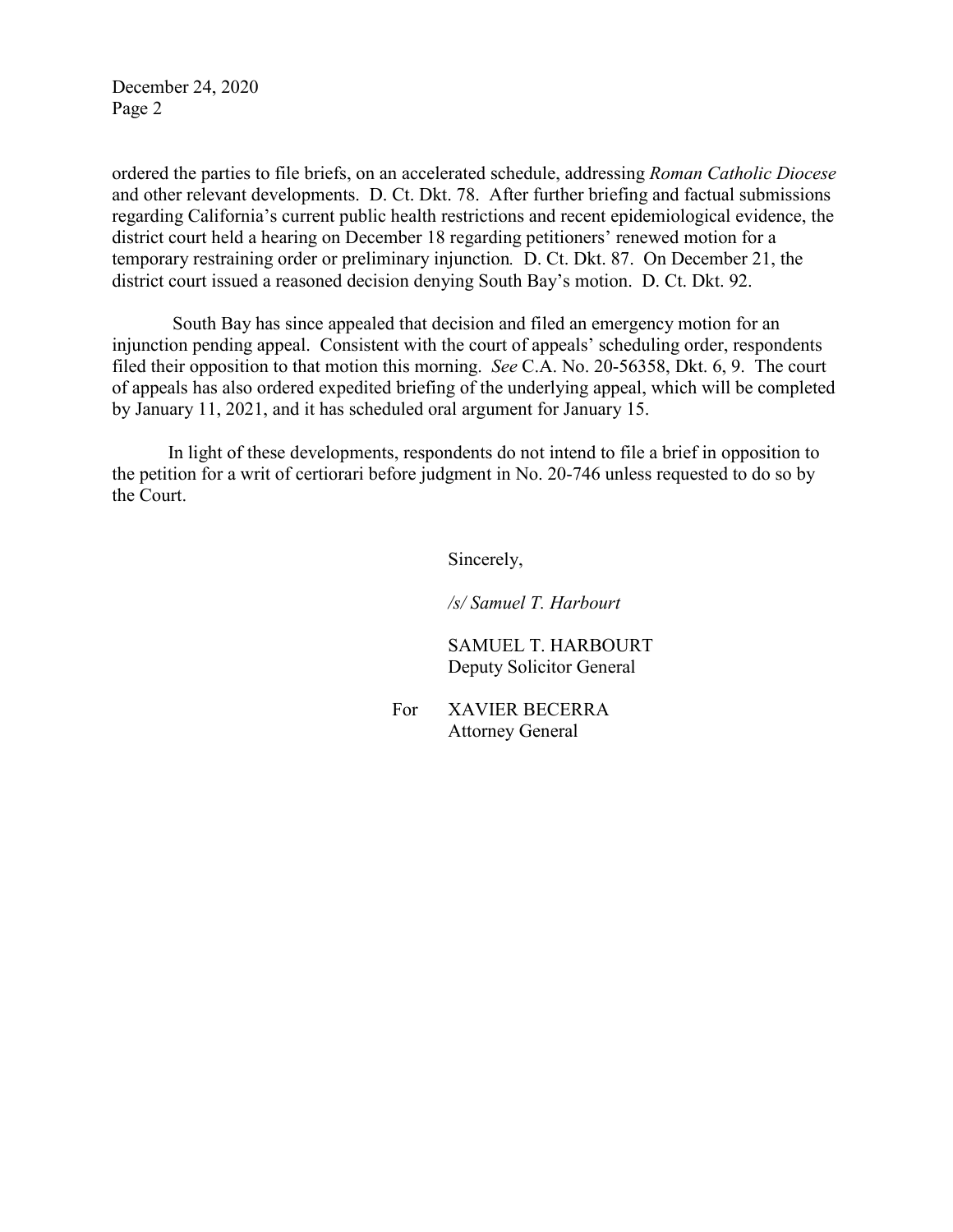ordered the parties to file briefs, on an accelerated schedule, addressing *Roman Catholic Diocese* and other relevant developments. D. Ct. Dkt. 78. After further briefing and factual submissions regarding California's current public health restrictions and recent epidemiological evidence, the district court held a hearing on December 18 regarding petitioners' renewed motion for a temporary restraining order or preliminary injunction. D. Ct. Dkt. 87. On December 21, the district court issued a reasoned decision denying South Bay's motion. D. Ct. Dkt. 92.

South Bay has since appealed that decision and filed an emergency motion for an injunction pending appeal. Consistent with the court of appeals' scheduling order, respondents filed their opposition to that motion this morning. *See* C.A. No. 20-56358, Dkt. 6, 9. The court of appeals has also ordered expedited briefing of the underlying appeal, which will be completed by January 11, 2021, and it has scheduled oral argument for January 15.

In light of these developments, respondents do not intend to file a brief in opposition to the petition for a writ of certiorari before judgment in No. 20-746 unless requested to do so by the Court.

Sincerely,

*/s/ Samuel T. Harbourt*

SAMUEL T. HARBOURT
Deputy Solicitor General

For XAVIER BECERRA
Attorney General